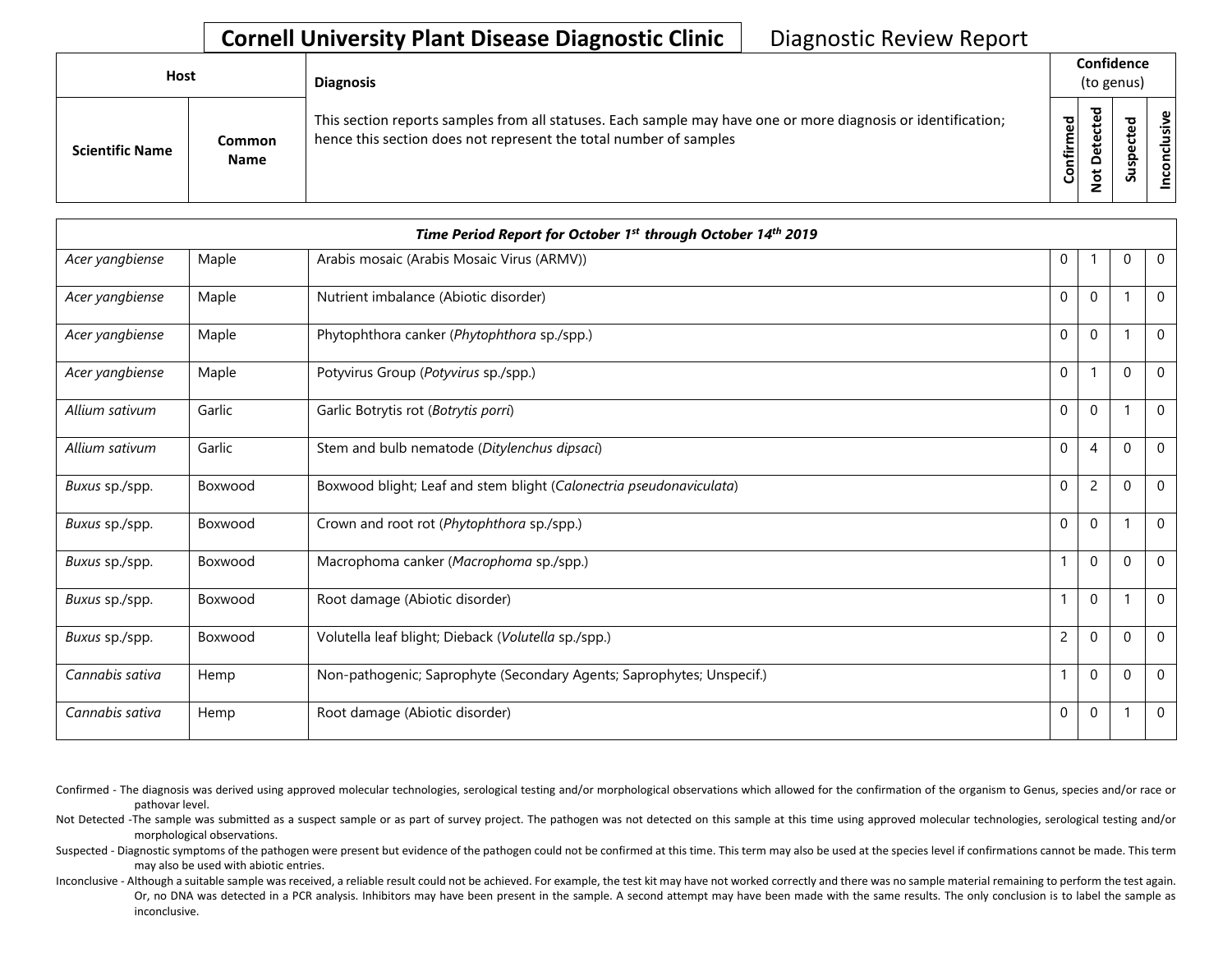# Cornell University Plant Disease Diagnostic Clinic

Diagnostic Review Report

| Host | | Diagnosis | Confidence (to genus) | | | |
|---|---|---|---|---|---|---|
| Scientific Name | Common Name | This section reports samples from all statuses. Each sample may have one or more diagnosis or identification; hence this section does not represent the total number of samples | Confirmed | Not Detected | Suspected | Inconclusive |
| ***Time Period Report for October 1st through October 14th 2019*** | | | | | | |
| *Acer yangbiense* | Maple | Arabis mosaic (Arabis Mosaic Virus (ARMV)) | 0 | 1 | 0 | 0 |
| *Acer yangbiense* | Maple | Nutrient imbalance (Abiotic disorder) | 0 | 0 | 1 | 0 |
| *Acer yangbiense* | Maple | Phytophthora canker (*Phytophthora* sp./spp.) | 0 | 0 | 1 | 0 |
| *Acer yangbiense* | Maple | Potyvirus Group (*Potyvirus* sp./spp.) | 0 | 1 | 0 | 0 |
| *Allium sativum* | Garlic | Garlic Botrytis rot (*Botrytis porri*) | 0 | 0 | 1 | 0 |
| *Allium sativum* | Garlic | Stem and bulb nematode (*Ditylenchus dipsaci*) | 0 | 4 | 0 | 0 |
| *Buxus* sp./spp. | Boxwood | Boxwood blight; Leaf and stem blight (*Calonectria pseudonaviculata*) | 0 | 2 | 0 | 0 |
| *Buxus* sp./spp. | Boxwood | Crown and root rot (*Phytophthora* sp./spp.) | 0 | 0 | 1 | 0 |
| *Buxus* sp./spp. | Boxwood | Macrophoma canker (*Macrophoma* sp./spp.) | 1 | 0 | 0 | 0 |
| *Buxus* sp./spp. | Boxwood | Root damage (Abiotic disorder) | 1 | 0 | 1 | 0 |
| *Buxus* sp./spp. | Boxwood | Volutella leaf blight; Dieback (*Volutella* sp./spp.) | 2 | 0 | 0 | 0 |
| *Cannabis sativa* | Hemp | Non-pathogenic; Saprophyte (Secondary Agents; Saprophytes; Unspecif.) | 1 | 0 | 0 | 0 |
| *Cannabis sativa* | Hemp | Root damage (Abiotic disorder) | 0 | 0 | 1 | 0 |

Confirmed - The diagnosis was derived using approved molecular technologies, serological testing and/or morphological observations which allowed for the confirmation of the organism to Genus, species and/or race or pathovar level.

Not Detected -The sample was submitted as a suspect sample or as part of survey project. The pathogen was not detected on this sample at this time using approved molecular technologies, serological testing and/or morphological observations.

Suspected - Diagnostic symptoms of the pathogen were present but evidence of the pathogen could not be confirmed at this time. This term may also be used at the species level if confirmations cannot be made. This term may also be used with abiotic entries.

Inconclusive - Although a suitable sample was received, a reliable result could not be achieved. For example, the test kit may have not worked correctly and there was no sample material remaining to perform the test again. Or, no DNA was detected in a PCR analysis. Inhibitors may have been present in the sample. A second attempt may have been made with the same results. The only conclusion is to label the sample as inconclusive.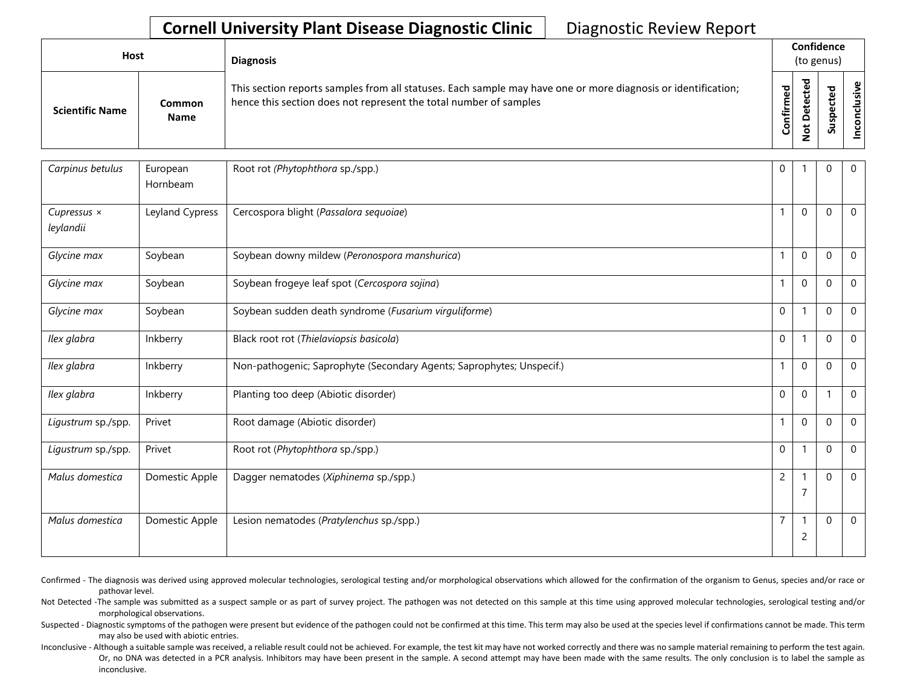**Cornell University Plant Disease Diagnostic Clinic** Diagnostic Review Report

| Host | | Diagnosis | Confidence (to genus) | | | |
|---|---|---|---|---|---|---|
| Scientific Name | Common Name | This section reports samples from all statuses. Each sample may have one or more diagnosis or identification; hence this section does not represent the total number of samples | Confirmed | Not Detected | Suspected | Inconclusive |
| *Carpinus betulus* | European Hornbeam | Root rot (*Phytophthora* sp./spp.) | 0 | 1 | 0 | 0 |
| *Cupressus × leylandii* | Leyland Cypress | Cercospora blight (*Passalora sequoiae*) | 1 | 0 | 0 | 0 |
| *Glycine max* | Soybean | Soybean downy mildew (*Peronospora manshurica*) | 1 | 0 | 0 | 0 |
| *Glycine max* | Soybean | Soybean frogeye leaf spot (*Cercospora sojina*) | 1 | 0 | 0 | 0 |
| *Glycine max* | Soybean | Soybean sudden death syndrome (*Fusarium virguliforme*) | 0 | 1 | 0 | 0 |
| *Ilex glabra* | Inkberry | Black root rot (*Thielaviopsis basicola*) | 0 | 1 | 0 | 0 |
| *Ilex glabra* | Inkberry | Non-pathogenic; Saprophyte (Secondary Agents; Saprophytes; Unspecif.) | 1 | 0 | 0 | 0 |
| *Ilex glabra* | Inkberry | Planting too deep (Abiotic disorder) | 0 | 0 | 1 | 0 |
| *Ligustrum* sp./spp. | Privet | Root damage (Abiotic disorder) | 1 | 0 | 0 | 0 |
| *Ligustrum* sp./spp. | Privet | Root rot (*Phytophthora* sp./spp.) | 0 | 1 | 0 | 0 |
| *Malus domestica* | Domestic Apple | Dagger nematodes (*Xiphinema* sp./spp.) | 2 | 17 | 0 | 0 |
| *Malus domestica* | Domestic Apple | Lesion nematodes (*Pratylenchus* sp./spp.) | 7 | 12 | 0 | 0 |

Confirmed - The diagnosis was derived using approved molecular technologies, serological testing and/or morphological observations which allowed for the confirmation of the organism to Genus, species and/or race or pathovar level.

Not Detected -The sample was submitted as a suspect sample or as part of survey project. The pathogen was not detected on this sample at this time using approved molecular technologies, serological testing and/or morphological observations.

Suspected - Diagnostic symptoms of the pathogen were present but evidence of the pathogen could not be confirmed at this time. This term may also be used at the species level if confirmations cannot be made. This term may also be used with abiotic entries.

Inconclusive - Although a suitable sample was received, a reliable result could not be achieved. For example, the test kit may have not worked correctly and there was no sample material remaining to perform the test again. Or, no DNA was detected in a PCR analysis. Inhibitors may have been present in the sample. A second attempt may have been made with the same results. The only conclusion is to label the sample as inconclusive.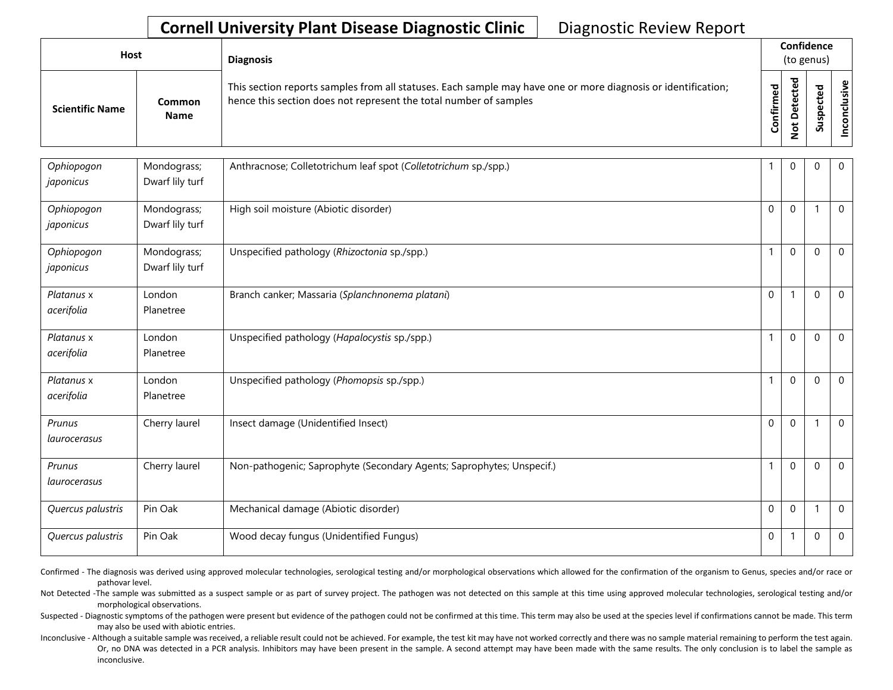**Cornell University Plant Disease Diagnostic Clinic** Diagnostic Review Report

| Host | | Diagnosis | Confidence (to genus) | | | |
|---|---|---|---|---|---|---|
| Scientific Name | Common Name | This section reports samples from all statuses. Each sample may have one or more diagnosis or identification; hence this section does not represent the total number of samples | Confirmed | Not Detected | Suspected | Inconclusive |
| *Ophiopogon japonicus* | Mondograss; Dwarf lily turf | Anthracnose; Colletotrichum leaf spot (*Colletotrichum* sp./spp.) | 1 | 0 | 0 | 0 |
| *Ophiopogon japonicus* | Mondograss; Dwarf lily turf | High soil moisture (Abiotic disorder) | 0 | 0 | 1 | 0 |
| *Ophiopogon japonicus* | Mondograss; Dwarf lily turf | Unspecified pathology (*Rhizoctonia* sp./spp.) | 1 | 0 | 0 | 0 |
| *Platanus* x *acerifolia* | London Planetree | Branch canker; Massaria (*Splanchnonema platani*) | 0 | 1 | 0 | 0 |
| *Platanus* x *acerifolia* | London Planetree | Unspecified pathology (*Hapalocystis* sp./spp.) | 1 | 0 | 0 | 0 |
| *Platanus* x *acerifolia* | London Planetree | Unspecified pathology (*Phomopsis* sp./spp.) | 1 | 0 | 0 | 0 |
| *Prunus laurocerasus* | Cherry laurel | Insect damage (Unidentified Insect) | 0 | 0 | 1 | 0 |
| *Prunus laurocerasus* | Cherry laurel | Non-pathogenic; Saprophyte (Secondary Agents; Saprophytes; Unspecif.) | 1 | 0 | 0 | 0 |
| *Quercus palustris* | Pin Oak | Mechanical damage (Abiotic disorder) | 0 | 0 | 1 | 0 |
| *Quercus palustris* | Pin Oak | Wood decay fungus (Unidentified Fungus) | 0 | 1 | 0 | 0 |

Confirmed - The diagnosis was derived using approved molecular technologies, serological testing and/or morphological observations which allowed for the confirmation of the organism to Genus, species and/or race or pathovar level.

Not Detected -The sample was submitted as a suspect sample or as part of survey project. The pathogen was not detected on this sample at this time using approved molecular technologies, serological testing and/or morphological observations.

Suspected - Diagnostic symptoms of the pathogen were present but evidence of the pathogen could not be confirmed at this time. This term may also be used at the species level if confirmations cannot be made. This term may also be used with abiotic entries.

Inconclusive - Although a suitable sample was received, a reliable result could not be achieved. For example, the test kit may have not worked correctly and there was no sample material remaining to perform the test again. Or, no DNA was detected in a PCR analysis. Inhibitors may have been present in the sample. A second attempt may have been made with the same results. The only conclusion is to label the sample as inconclusive.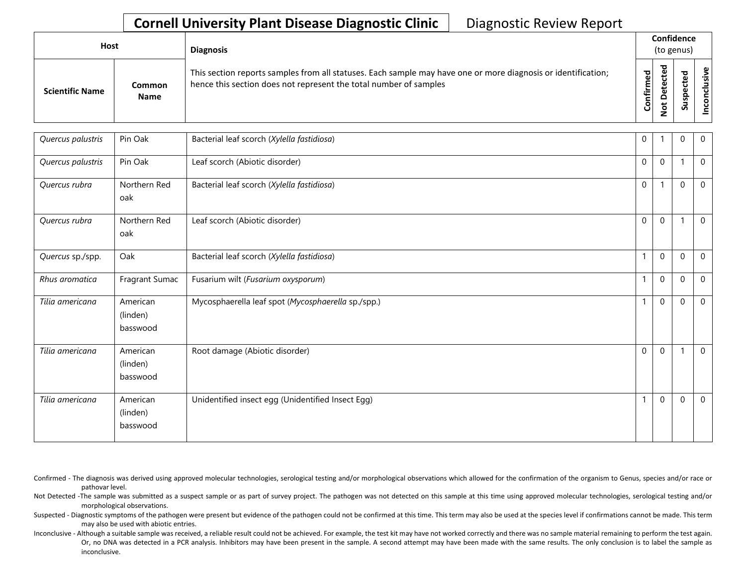**Cornell University Plant Disease Diagnostic Clinic** Diagnostic Review Report

| Host | | Diagnosis | Confidence (to genus) | | | |
|---|---|---|---|---|---|---|
| Scientific Name | Common Name | This section reports samples from all statuses. Each sample may have one or more diagnosis or identification; hence this section does not represent the total number of samples | Confirmed | Not Detected | Suspected | Inconclusive |
| *Quercus palustris* | Pin Oak | Bacterial leaf scorch (*Xylella fastidiosa*) | 0 | 1 | 0 | 0 |
| *Quercus palustris* | Pin Oak | Leaf scorch (Abiotic disorder) | 0 | 0 | 1 | 0 |
| *Quercus rubra* | Northern Red oak | Bacterial leaf scorch (*Xylella fastidiosa*) | 0 | 1 | 0 | 0 |
| *Quercus rubra* | Northern Red oak | Leaf scorch (Abiotic disorder) | 0 | 0 | 1 | 0 |
| *Quercus* sp./spp. | Oak | Bacterial leaf scorch (*Xylella fastidiosa*) | 1 | 0 | 0 | 0 |
| *Rhus aromatica* | Fragrant Sumac | Fusarium wilt (*Fusarium oxysporum*) | 1 | 0 | 0 | 0 |
| *Tilia americana* | American (linden) basswood | Mycosphaerella leaf spot (*Mycosphaerella* sp./spp.) | 1 | 0 | 0 | 0 |
| *Tilia americana* | American (linden) basswood | Root damage (Abiotic disorder) | 0 | 0 | 1 | 0 |
| *Tilia americana* | American (linden) basswood | Unidentified insect egg (Unidentified Insect Egg) | 1 | 0 | 0 | 0 |

Confirmed - The diagnosis was derived using approved molecular technologies, serological testing and/or morphological observations which allowed for the confirmation of the organism to Genus, species and/or race or pathovar level.

Not Detected -The sample was submitted as a suspect sample or as part of survey project. The pathogen was not detected on this sample at this time using approved molecular technologies, serological testing and/or morphological observations.

Suspected - Diagnostic symptoms of the pathogen were present but evidence of the pathogen could not be confirmed at this time. This term may also be used at the species level if confirmations cannot be made. This term may also be used with abiotic entries.

Inconclusive - Although a suitable sample was received, a reliable result could not be achieved. For example, the test kit may have not worked correctly and there was no sample material remaining to perform the test again. Or, no DNA was detected in a PCR analysis. Inhibitors may have been present in the sample. A second attempt may have been made with the same results. The only conclusion is to label the sample as inconclusive.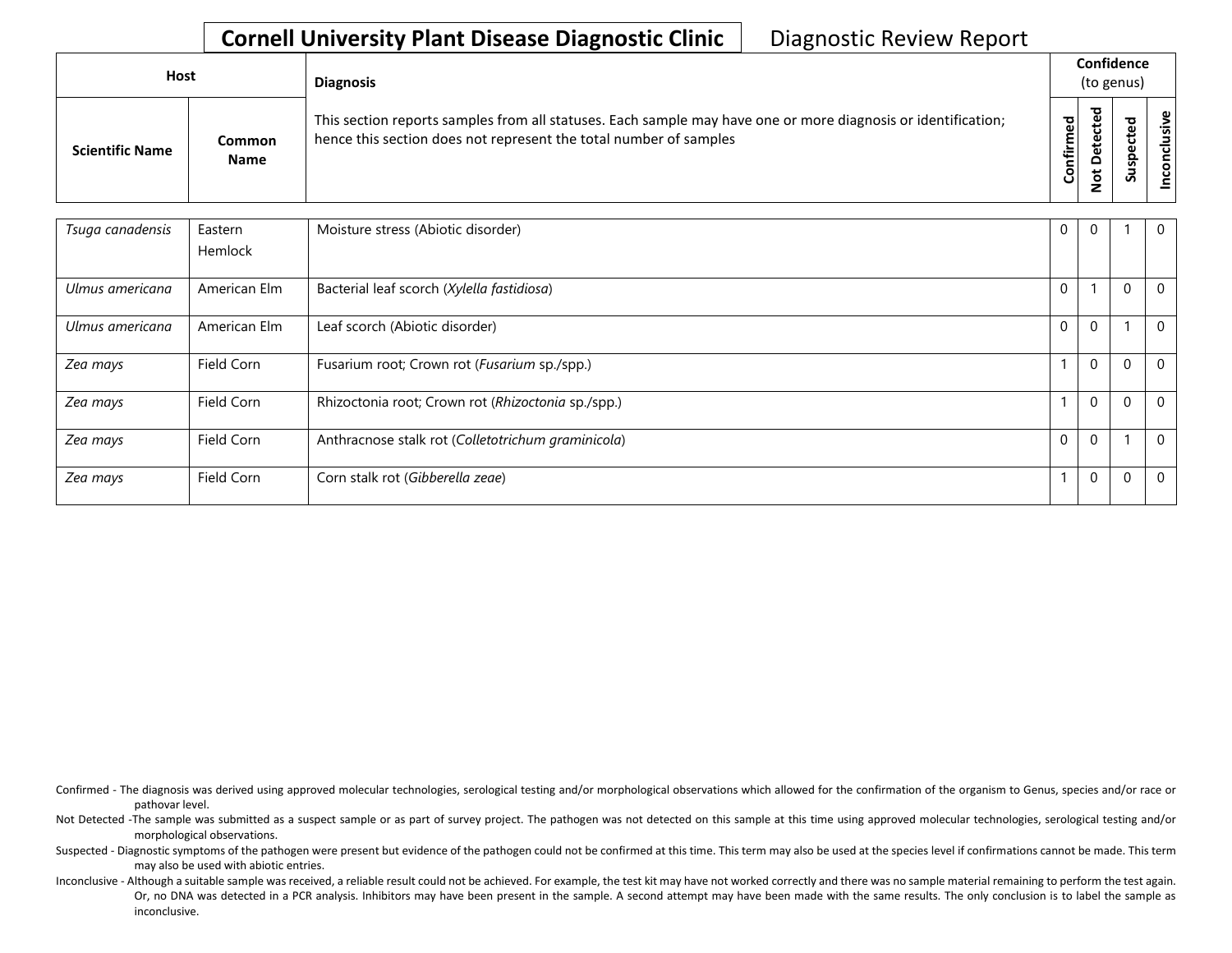**Cornell University Plant Disease Diagnostic Clinic** Diagnostic Review Report

| Host | | Diagnosis | Confidence (to genus) | | | |
|---|---|---|---|---|---|---|
| **Scientific Name** | **Common Name** | This section reports samples from all statuses. Each sample may have one or more diagnosis or identification; hence this section does not represent the total number of samples | **Confirmed** | **Not Detected** | **Suspected** | **Inconclusive** |
| *Tsuga canadensis* | Eastern Hemlock | Moisture stress (Abiotic disorder) | 0 | 0 | 1 | 0 |
| *Ulmus americana* | American Elm | Bacterial leaf scorch (*Xylella fastidiosa*) | 0 | 1 | 0 | 0 |
| *Ulmus americana* | American Elm | Leaf scorch (Abiotic disorder) | 0 | 0 | 1 | 0 |
| *Zea mays* | Field Corn | Fusarium root; Crown rot (*Fusarium* sp./spp.) | 1 | 0 | 0 | 0 |
| *Zea mays* | Field Corn | Rhizoctonia root; Crown rot (*Rhizoctonia* sp./spp.) | 1 | 0 | 0 | 0 |
| *Zea mays* | Field Corn | Anthracnose stalk rot (*Colletotrichum graminicola*) | 0 | 0 | 1 | 0 |
| *Zea mays* | Field Corn | Corn stalk rot (*Gibberella zeae*) | 1 | 0 | 0 | 0 |

Confirmed - The diagnosis was derived using approved molecular technologies, serological testing and/or morphological observations which allowed for the confirmation of the organism to Genus, species and/or race or pathovar level.

Not Detected -The sample was submitted as a suspect sample or as part of survey project. The pathogen was not detected on this sample at this time using approved molecular technologies, serological testing and/or morphological observations.

Suspected - Diagnostic symptoms of the pathogen were present but evidence of the pathogen could not be confirmed at this time. This term may also be used at the species level if confirmations cannot be made. This term may also be used with abiotic entries.

Inconclusive - Although a suitable sample was received, a reliable result could not be achieved. For example, the test kit may have not worked correctly and there was no sample material remaining to perform the test again. Or, no DNA was detected in a PCR analysis. Inhibitors may have been present in the sample. A second attempt may have been made with the same results. The only conclusion is to label the sample as inconclusive.